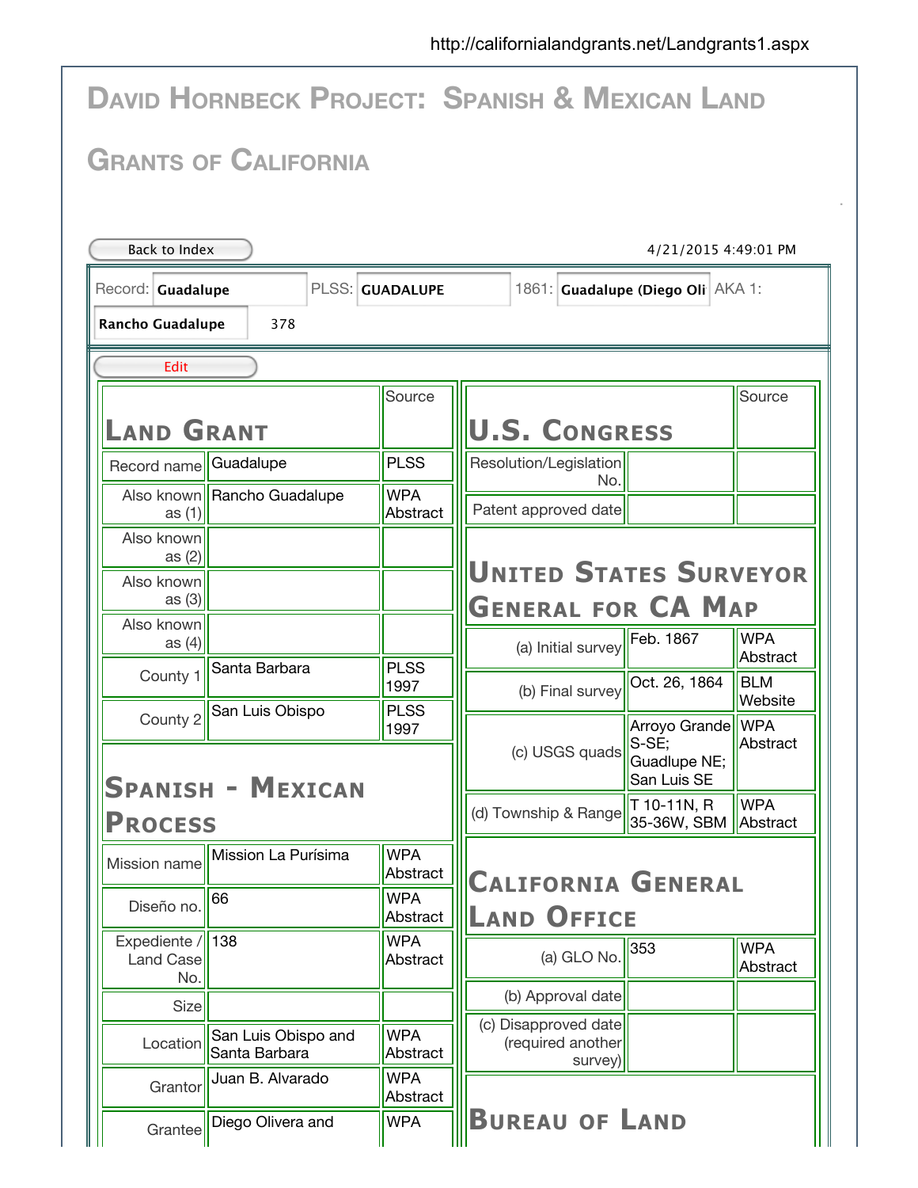http://californialandgrants.net/Landgrants1.aspx

# David Hornbeck Project: Spanish & Mexican Land Grants of California

Back to Index

4/21/2015 4:49:01 PM

Record: **Guadalupe** PLSS: **GUADALUPE** 1861: **Guadalupe (Diego Oli** AKA 1: **Rancho Guadalupe** 378

Edit

## Land Grant

| | | Source |
|---|---|---|
| Record name | Guadalupe | PLSS |
| Also known as (1) | Rancho Guadalupe | WPA Abstract |
| Also known as (2) | | |
| Also known as (3) | | |
| Also known as (4) | | |
| County 1 | Santa Barbara | PLSS 1997 |
| County 2 | San Luis Obispo | PLSS 1997 |

## Spanish - Mexican Process

| | | Source |
|---|---|---|
| Mission name | Mission La Purísima | WPA Abstract |
| Diseño no. | 66 | WPA Abstract |
| Expediente / Land Case No. | 138 | WPA Abstract |
| Size | | |
| Location | San Luis Obispo and Santa Barbara | WPA Abstract |
| Grantor | Juan B. Alvarado | WPA Abstract |
| Grantee | Diego Olivera and | WPA |

## U.S. Congress

| | | Source |
|---|---|---|
| Resolution/Legislation No. | | |
| Patent approved date | | |

## United States Surveyor General for CA Map

| | | Source |
|---|---|---|
| (a) Initial survey | Feb. 1867 | WPA Abstract |
| (b) Final survey | Oct. 26, 1864 | BLM Website |
| (c) USGS quads | Arroyo Grande S-SE; Guadlupe NE; San Luis SE | WPA Abstract |
| (d) Township & Range | T 10-11N, R 35-36W, SBM | WPA Abstract |

## California General Land Office

| | | Source |
|---|---|---|
| (a) GLO No. | 353 | WPA Abstract |
| (b) Approval date | | |
| (c) Disapproved date (required another survey) | | |

## Bureau of Land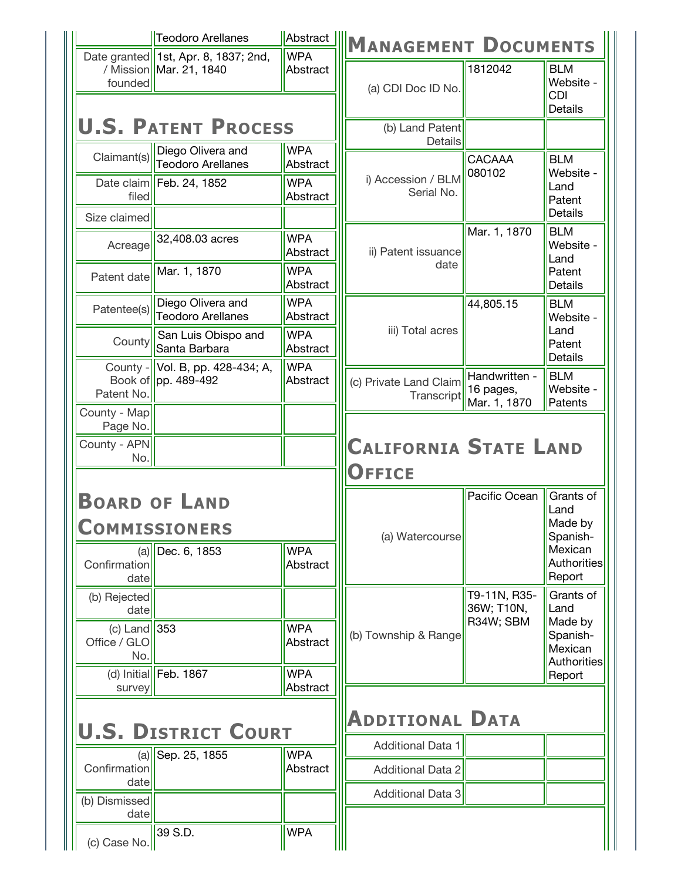| | Teodoro Arellanes | Abstract |
|---|---|---|
| Date granted / Mission founded | 1st, Apr. 8, 1837; 2nd, Mar. 21, 1840 | WPA Abstract |

## U.S. Patent Process

| | | |
|---|---|---|
| Claimant(s) | Diego Olivera and Teodoro Arellanes | WPA Abstract |
| Date claim filed | Feb. 24, 1852 | WPA Abstract |
| Size claimed | | |
| Acreage | 32,408.03 acres | WPA Abstract |
| Patent date | Mar. 1, 1870 | WPA Abstract |
| Patentee(s) | Diego Olivera and Teodoro Arellanes | WPA Abstract |
| County | San Luis Obispo and Santa Barbara | WPA Abstract |
| County - Book of Patent No. | Vol. B, pp. 428-434; A, pp. 489-492 | WPA Abstract |
| County - Map Page No. | | |
| County - APN No. | | |

## Board of Land Commissioners

| | | |
|---|---|---|
| (a) Confirmation date | Dec. 6, 1853 | WPA Abstract |
| (b) Rejected date | | |
| (c) Land Office / GLO No. | 353 | WPA Abstract |
| (d) Initial survey | Feb. 1867 | WPA Abstract |

## U.S. District Court

| | | |
|---|---|---|
| (a) Confirmation date | Sep. 25, 1855 | WPA Abstract |
| (b) Dismissed date | | |
| (c) Case No. | 39 S.D. | WPA |

## Management Documents

| | | |
|---|---|---|
| (a) CDI Doc ID No. | 1812042 | BLM Website - CDI Details |
| (b) Land Patent Details | | |
| i) Accession / BLM Serial No. | CACAAA 080102 | BLM Website - Land Patent Details |
| ii) Patent issuance date | Mar. 1, 1870 | BLM Website - Land Patent Details |
| iii) Total acres | 44,805.15 | BLM Website - Land Patent Details |
| (c) Private Land Claim Transcript | Handwritten - 16 pages, Mar. 1, 1870 | BLM Website - Patents |

## California State Land Office

| | | |
|---|---|---|
| (a) Watercourse | Pacific Ocean | Grants of Land Made by Spanish-Mexican Authorities Report |
| (b) Township & Range | T9-11N, R35-36W; T10N, R34W; SBM | Grants of Land Made by Spanish-Mexican Authorities Report |

## Additional Data

| | | |
|---|---|---|
| Additional Data 1 | | |
| Additional Data 2 | | |
| Additional Data 3 | | |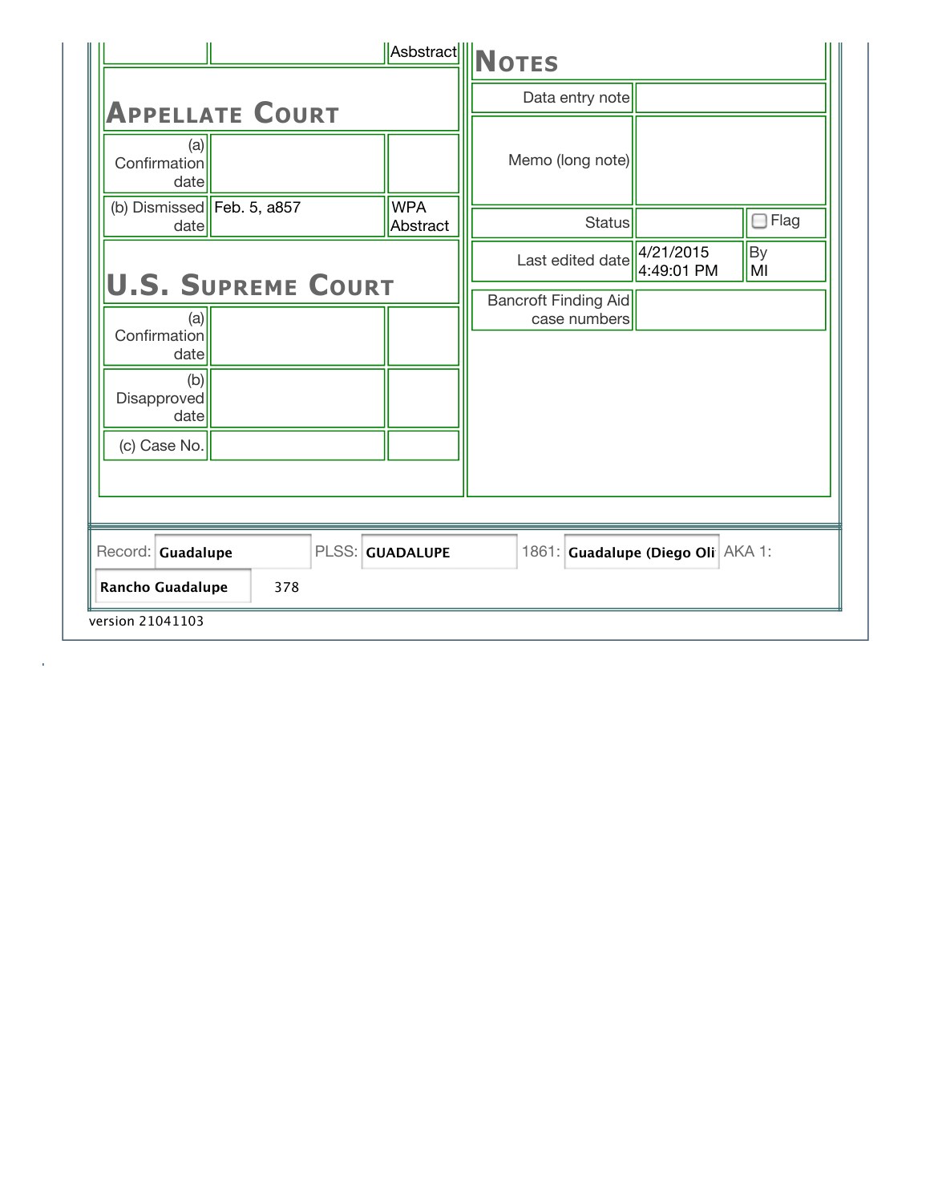| | | Asbstract |
|---|---|---|

## Appellate Court

| | | |
|---|---|---|
| (a) Confirmation date | | |
| (b) Dismissed date | Feb. 5, a857 | WPA Abstract |

## U.S. Supreme Court

| | | |
|---|---|---|
| (a) Confirmation date | | |
| (b) Disapproved date | | |
| (c) Case No. | | |

## Notes

| | | |
|---|---|---|
| Data entry note | | |
| Memo (long note) | | |
| Status | | ☐ Flag |
| Last edited date | 4/21/2015 4:49:01 PM | By MI |
| Bancroft Finding Aid case numbers | | |

Record: **Guadalupe** PLSS: **GUADALUPE** 1861: **Guadalupe (Diego Oli** AKA 1: **Rancho Guadalupe** 378

version 21041103